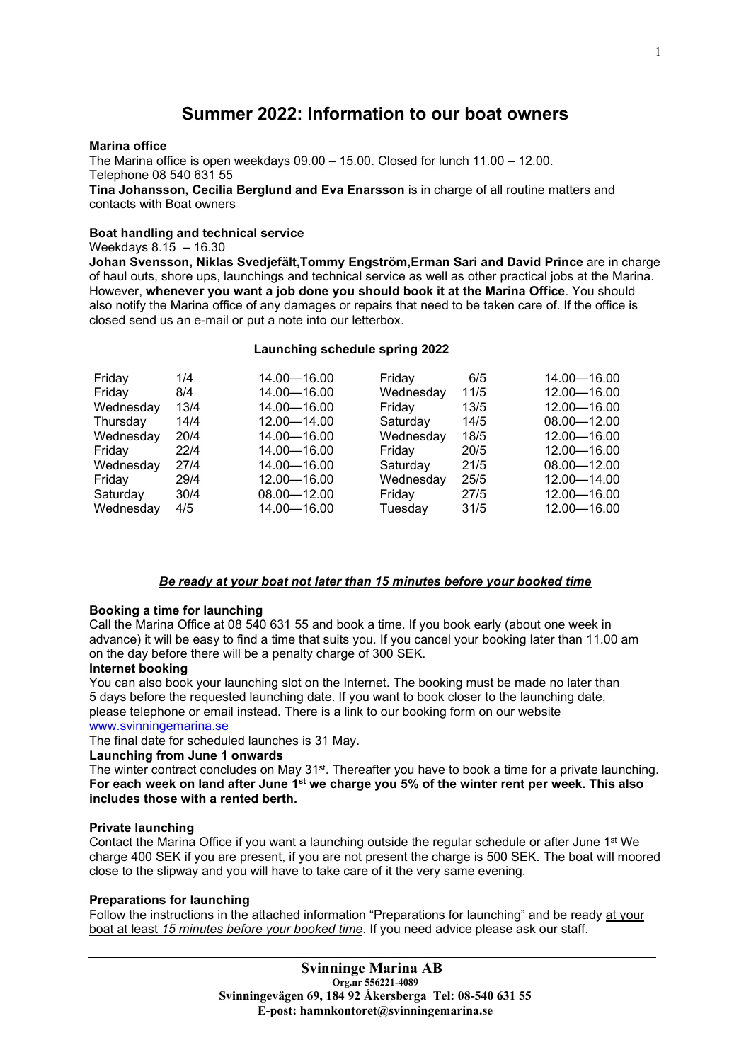# Summer 2022: Information to our boat owners

**Marina office**

The Marina office is open weekdays 09.00 – 15.00. Closed for lunch 11.00 – 12.00.
Telephone 08 540 631 55
**Tina Johansson, Cecilia Berglund and Eva Enarsson** is in charge of all routine matters and contacts with Boat owners

**Boat handling and technical service**

Weekdays 8.15 – 16.30
**Johan Svensson, Niklas Svedjefält,Tommy Engström,Erman Sari and David Prince** are in charge of haul outs, shore ups, launchings and technical service as well as other practical jobs at the Marina. However, **whenever you want a job done you should book it at the Marina Office**. You should also notify the Marina office of any damages or repairs that need to be taken care of. If the office is closed send us an e-mail or put a note into our letterbox.

**Launching schedule spring 2022**

| | | | | | |
|---|---|---|---|---|---|
| Friday | 1/4 | 14.00—16.00 | Friday | 6/5 | 14.00—16.00 |
| Friday | 8/4 | 14.00—16.00 | Wednesday | 11/5 | 12.00—16.00 |
| Wednesday | 13/4 | 14.00—16.00 | Friday | 13/5 | 12.00—16.00 |
| Thursday | 14/4 | 12.00—14.00 | Saturday | 14/5 | 08.00—12.00 |
| Wednesday | 20/4 | 14.00—16.00 | Wednesday | 18/5 | 12.00—16.00 |
| Friday | 22/4 | 14.00—16.00 | Friday | 20/5 | 12.00—16.00 |
| Wednesday | 27/4 | 14.00—16.00 | Saturday | 21/5 | 08.00—12.00 |
| Friday | 29/4 | 12.00—16.00 | Wednesday | 25/5 | 12.00—14.00 |
| Saturday | 30/4 | 08.00—12.00 | Friday | 27/5 | 12.00—16.00 |
| Wednesday | 4/5 | 14.00—16.00 | Tuesday | 31/5 | 12.00—16.00 |

***Be ready at your boat not later than 15 minutes before your booked time***

**Booking a time for launching**

Call the Marina Office at 08 540 631 55 and book a time. If you book early (about one week in advance) it will be easy to find a time that suits you. If you cancel your booking later than 11.00 am on the day before there will be a penalty charge of 300 SEK.

**Internet booking**

You can also book your launching slot on the Internet. The booking must be made no later than 5 days before the requested launching date. If you want to book closer to the launching date, please telephone or email instead. There is a link to our booking form on our website www.svinningemarina.se

The final date for scheduled launches is 31 May.

**Launching from June 1 onwards**

The winter contract concludes on May 31st. Thereafter you have to book a time for a private launching. **For each week on land after June 1st we charge you 5% of the winter rent per week. This also includes those with a rented berth.**

**Private launching**

Contact the Marina Office if you want a launching outside the regular schedule or after June 1st We charge 400 SEK if you are present, if you are not present the charge is 500 SEK. The boat will moored close to the slipway and you will have to take care of it the very same evening.

**Preparations for launching**

Follow the instructions in the attached information "Preparations for launching" and be ready at your boat at least *15 minutes before your booked time*. If you need advice please ask our staff.

**Svinninge Marina AB**
Org.nr 556221-4089
Svinningevägen 69, 184 92 Åkersberga Tel: 08-540 631 55
E-post: hamnkontoret@svinningemarina.se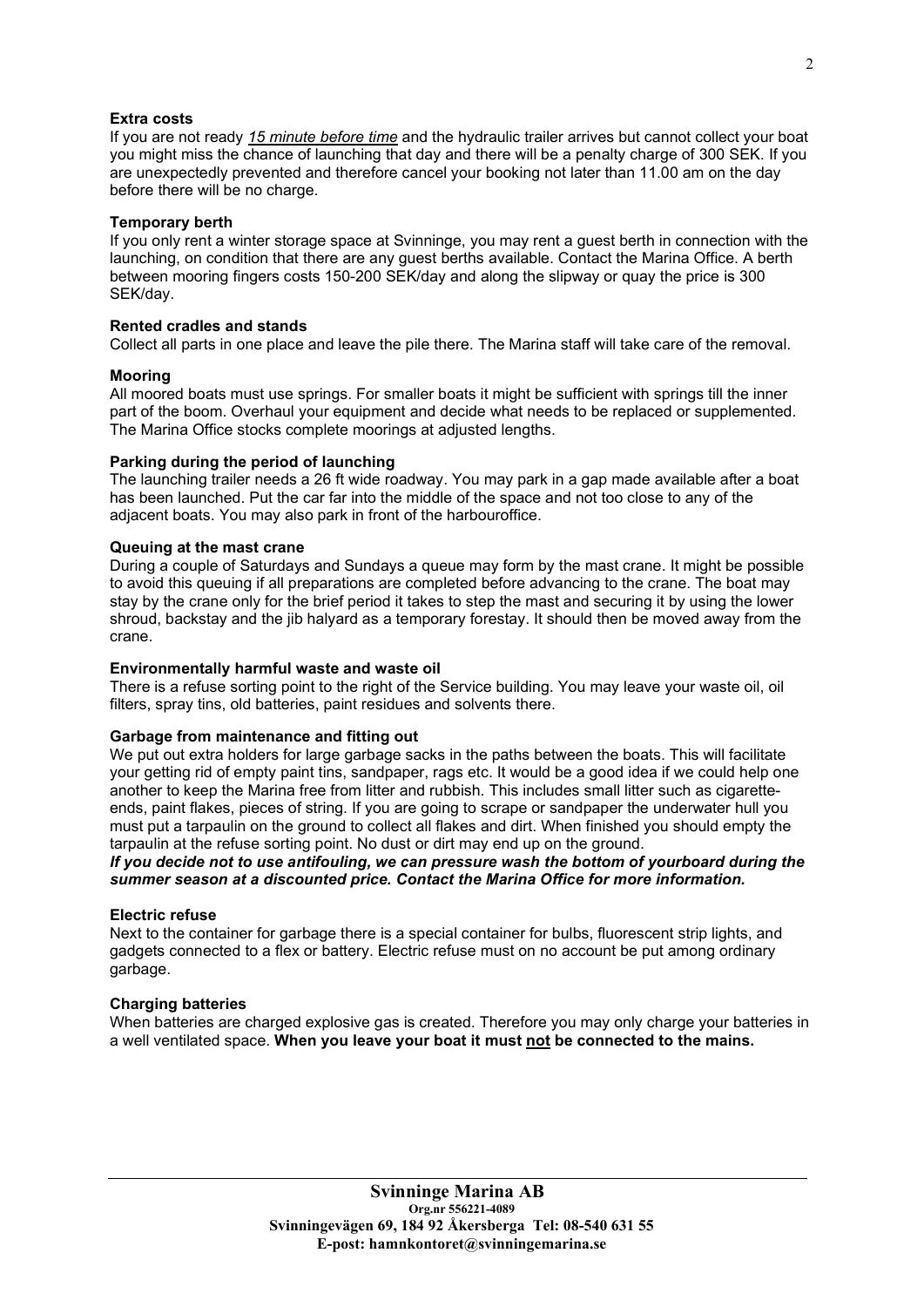**Extra costs**

If you are not ready *15 minute before time* and the hydraulic trailer arrives but cannot collect your boat you might miss the chance of launching that day and there will be a penalty charge of 300 SEK. If you are unexpectedly prevented and therefore cancel your booking not later than 11.00 am on the day before there will be no charge.

**Temporary berth**

If you only rent a winter storage space at Svinninge, you may rent a guest berth in connection with the launching, on condition that there are any guest berths available. Contact the Marina Office. A berth between mooring fingers costs 150-200 SEK/day and along the slipway or quay the price is 300 SEK/day.

**Rented cradles and stands**

Collect all parts in one place and leave the pile there. The Marina staff will take care of the removal.

**Mooring**

All moored boats must use springs. For smaller boats it might be sufficient with springs till the inner part of the boom. Overhaul your equipment and decide what needs to be replaced or supplemented. The Marina Office stocks complete moorings at adjusted lengths.

**Parking during the period of launching**

The launching trailer needs a 26 ft wide roadway. You may park in a gap made available after a boat has been launched. Put the car far into the middle of the space and not too close to any of the adjacent boats. You may also park in front of the harbouroffice.

**Queuing at the mast crane**

During a couple of Saturdays and Sundays a queue may form by the mast crane. It might be possible to avoid this queuing if all preparations are completed before advancing to the crane. The boat may stay by the crane only for the brief period it takes to step the mast and securing it by using the lower shroud, backstay and the jib halyard as a temporary forestay. It should then be moved away from the crane.

**Environmentally harmful waste and waste oil**

There is a refuse sorting point to the right of the Service building. You may leave your waste oil, oil filters, spray tins, old batteries, paint residues and solvents there.

**Garbage from maintenance and fitting out**

We put out extra holders for large garbage sacks in the paths between the boats. This will facilitate your getting rid of empty paint tins, sandpaper, rags etc. It would be a good idea if we could help one another to keep the Marina free from litter and rubbish. This includes small litter such as cigarette-ends, paint flakes, pieces of string. If you are going to scrape or sandpaper the underwater hull you must put a tarpaulin on the ground to collect all flakes and dirt. When finished you should empty the tarpaulin at the refuse sorting point. No dust or dirt may end up on the ground.

***If you decide not to use antifouling, we can pressure wash the bottom of yourboard during the summer season at a discounted price. Contact the Marina Office for more information.***

**Electric refuse**

Next to the container for garbage there is a special container for bulbs, fluorescent strip lights, and gadgets connected to a flex or battery. Electric refuse must on no account be put among ordinary garbage.

**Charging batteries**

When batteries are charged explosive gas is created. Therefore you may only charge your batteries in a well ventilated space. **When you leave your boat it must <u>not</u> be connected to the mains.**

**Svinninge Marina AB**
**Org.nr 556221-4089**
**Svinningevägen 69, 184 92 Åkersberga Tel: 08-540 631 55**
**E-post: hamnkontoret@svinningemarina.se**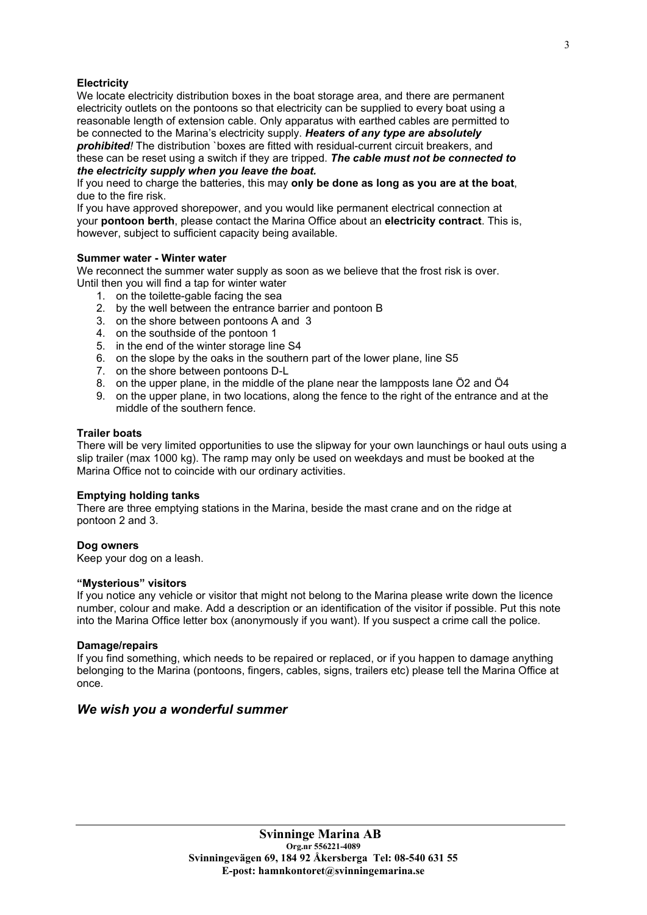**Electricity**

We locate electricity distribution boxes in the boat storage area, and there are permanent electricity outlets on the pontoons so that electricity can be supplied to every boat using a reasonable length of extension cable. Only apparatus with earthed cables are permitted to be connected to the Marina's electricity supply. ***Heaters of any type are absolutely prohibited!*** The distribution `boxes are fitted with residual-current circuit breakers, and these can be reset using a switch if they are tripped. ***The cable must not be connected to the electricity supply when you leave the boat.***

If you need to charge the batteries, this may **only be done as long as you are at the boat**, due to the fire risk.

If you have approved shorepower, and you would like permanent electrical connection at your **pontoon berth**, please contact the Marina Office about an **electricity contract**. This is, however, subject to sufficient capacity being available.

**Summer water - Winter water**

We reconnect the summer water supply as soon as we believe that the frost risk is over. Until then you will find a tap for winter water

1. on the toilette-gable facing the sea
2. by the well between the entrance barrier and pontoon B
3. on the shore between pontoons A and 3
4. on the southside of the pontoon 1
5. in the end of the winter storage line S4
6. on the slope by the oaks in the southern part of the lower plane, line S5
7. on the shore between pontoons D-L
8. on the upper plane, in the middle of the plane near the lampposts lane Ö2 and Ö4
9. on the upper plane, in two locations, along the fence to the right of the entrance and at the middle of the southern fence.

**Trailer boats**

There will be very limited opportunities to use the slipway for your own launchings or haul outs using a slip trailer (max 1000 kg). The ramp may only be used on weekdays and must be booked at the Marina Office not to coincide with our ordinary activities.

**Emptying holding tanks**

There are three emptying stations in the Marina, beside the mast crane and on the ridge at pontoon 2 and 3.

**Dog owners**

Keep your dog on a leash.

**"Mysterious" visitors**

If you notice any vehicle or visitor that might not belong to the Marina please write down the licence number, colour and make. Add a description or an identification of the visitor if possible. Put this note into the Marina Office letter box (anonymously if you want). If you suspect a crime call the police.

**Damage/repairs**

If you find something, which needs to be repaired or replaced, or if you happen to damage anything belonging to the Marina (pontoons, fingers, cables, signs, trailers etc) please tell the Marina Office at once.

## *We wish you a wonderful summer*

**Svinninge Marina AB**
**Org.nr 556221-4089**
**Svinningevägen 69, 184 92 Åkersberga Tel: 08-540 631 55**
**E-post: hamnkontoret@svinningemarina.se**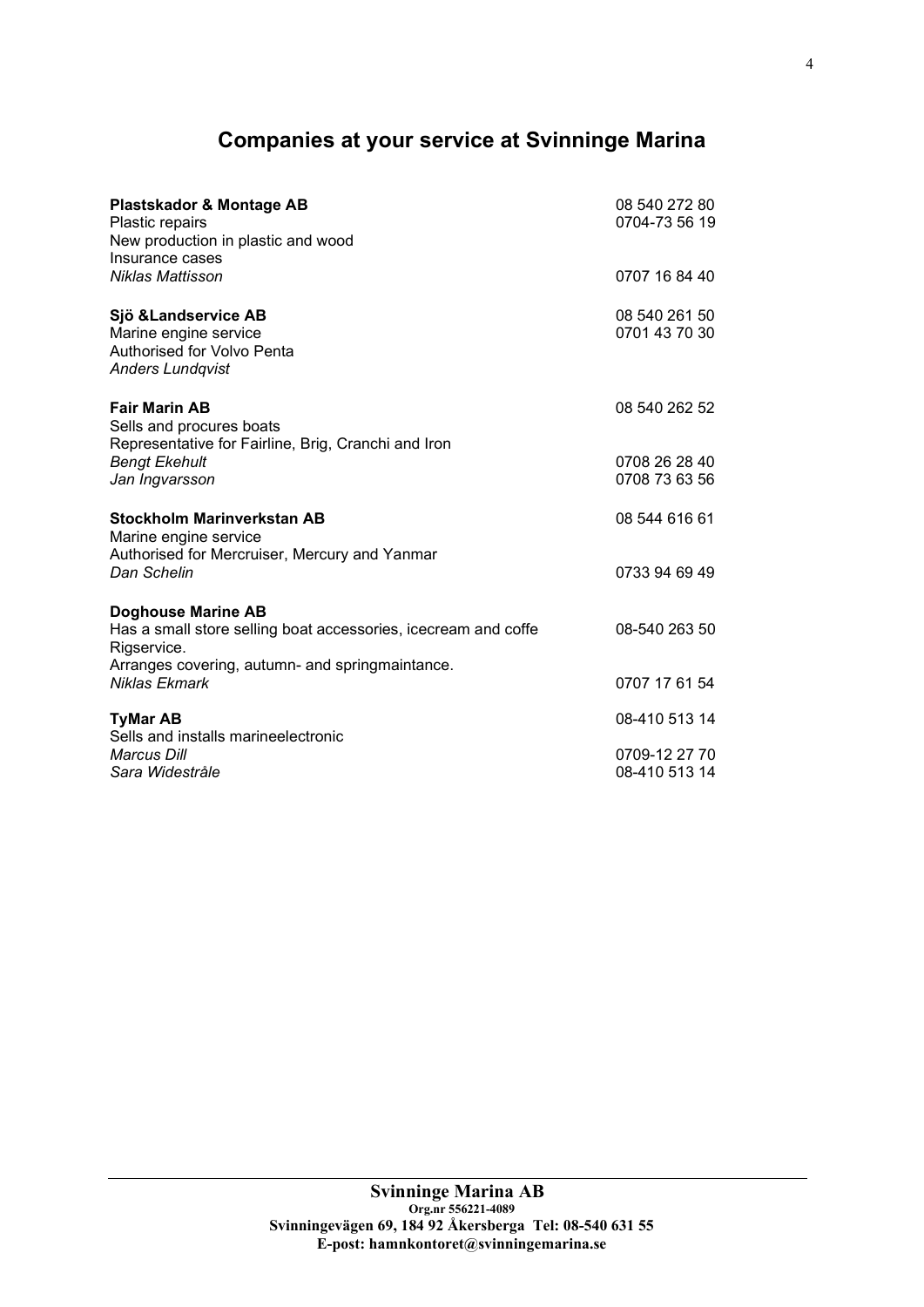# Companies at your service at Svinninge Marina

**Plastskador & Montage AB** 08 540 272 80
Plastic repairs 0704-73 56 19
New production in plastic and wood
Insurance cases
*Niklas Mattisson* 0707 16 84 40

**Sjö &Landservice AB** 08 540 261 50
Marine engine service 0701 43 70 30
Authorised for Volvo Penta
*Anders Lundqvist*

**Fair Marin AB** 08 540 262 52
Sells and procures boats
Representative for Fairline, Brig, Cranchi and Iron
*Bengt Ekehult* 0708 26 28 40
*Jan Ingvarsson* 0708 73 63 56

**Stockholm Marinverkstan AB** 08 544 616 61
Marine engine service
Authorised for Mercruiser, Mercury and Yanmar
*Dan Schelin* 0733 94 69 49

**Doghouse Marine AB**
Has a small store selling boat accessories, icecream and coffe 08-540 263 50
Rigservice.
Arranges covering, autumn- and springmaintance.
*Niklas Ekmark* 0707 17 61 54

**TyMar AB** 08-410 513 14
Sells and installs marineelectronic
*Marcus Dill* 0709-12 27 70
*Sara Widestråle* 08-410 513 14

**Svinninge Marina AB**
**Org.nr 556221-4089**
**Svinningevägen 69, 184 92 Åkersberga Tel: 08-540 631 55**
**E-post: hamnkontoret@svinningemarina.se**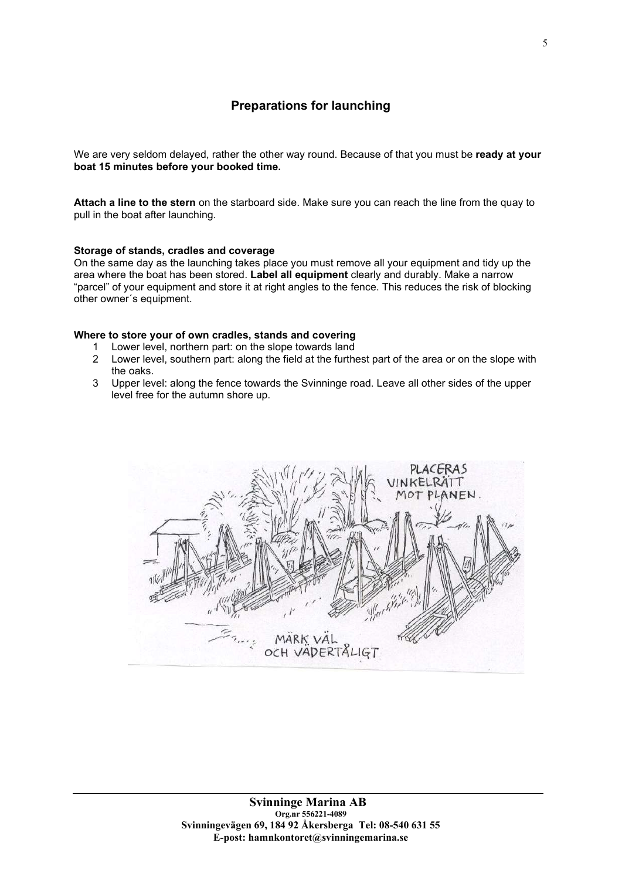## Preparations for launching

We are very seldom delayed, rather the other way round. Because of that you must be **ready at your boat 15 minutes before your booked time.**

**Attach a line to the stern** on the starboard side. Make sure you can reach the line from the quay to pull in the boat after launching.

#### Storage of stands, cradles and coverage

On the same day as the launching takes place you must remove all your equipment and tidy up the area where the boat has been stored. **Label all equipment** clearly and durably. Make a narrow "parcel" of your equipment and store it at right angles to the fence. This reduces the risk of blocking other owner´s equipment.

#### Where to store your of own cradles, stands and covering

1. Lower level, northern part: on the slope towards land
2. Lower level, southern part: along the field at the furthest part of the area or on the slope with the oaks.
3. Upper level: along the fence towards the Svinninge road. Leave all other sides of the upper level free for the autumn shore up.

PLACERAS VINKELRÄTT MOT PLANEN.

MÄRK VÄL OCH VÄDERTÅLIGT